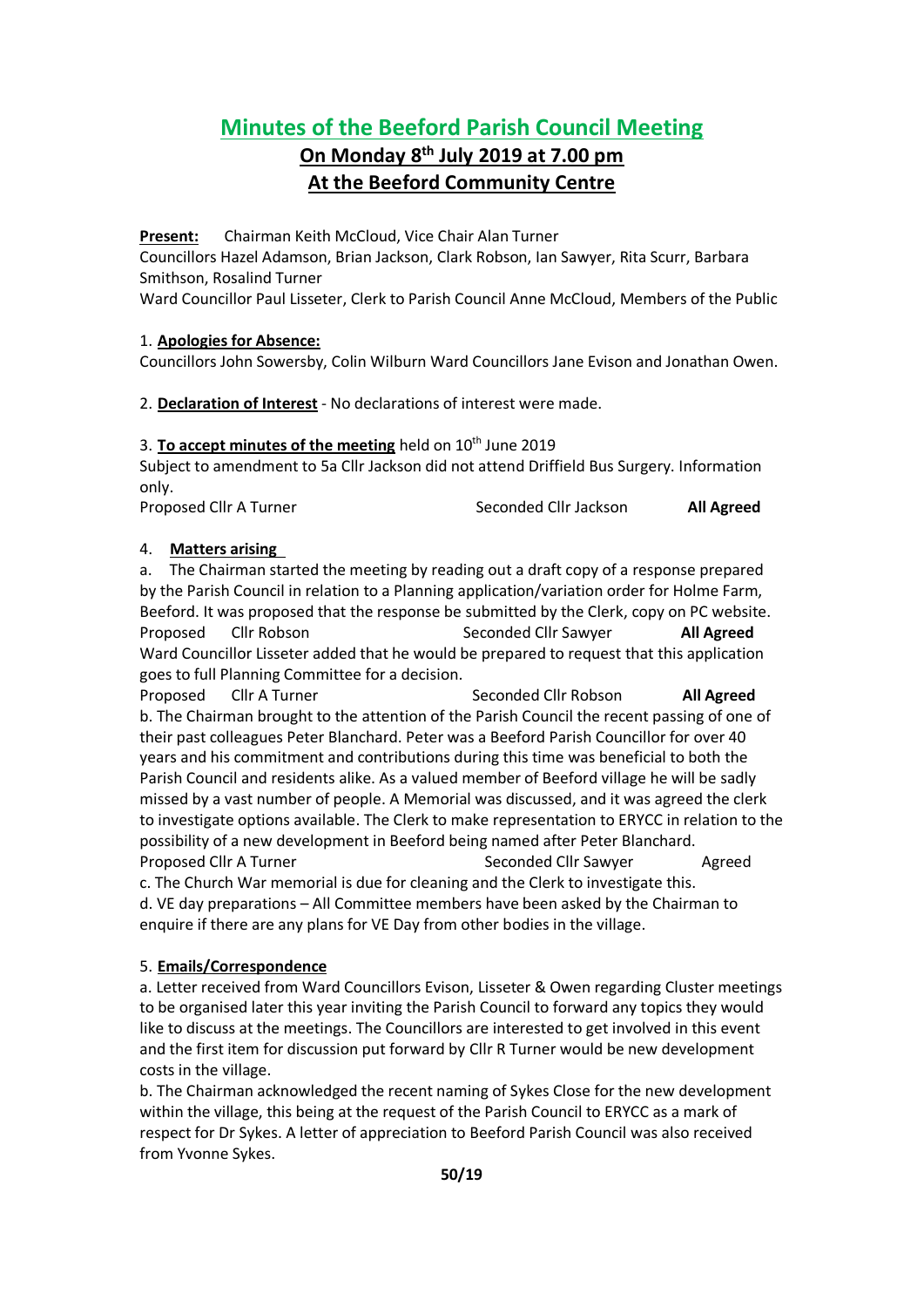# Minutes of the Beeford Parish Council Meeting

## On Monday 8th July 2019 at 7.00 pm

## At the Beeford Community Centre

**Present:** Chairman Keith McCloud, Vice Chair Alan Turner
Councillors Hazel Adamson, Brian Jackson, Clark Robson, Ian Sawyer, Rita Scurr, Barbara Smithson, Rosalind Turner
Ward Councillor Paul Lisseter, Clerk to Parish Council Anne McCloud, Members of the Public

1. **Apologies for Absence:**
Councillors John Sowersby, Colin Wilburn Ward Councillors Jane Evison and Jonathan Owen.

2. **Declaration of Interest** - No declarations of interest were made.

3. **To accept minutes of the meeting** held on 10th June 2019
Subject to amendment to 5a Cllr Jackson did not attend Driffield Bus Surgery. Information only.
Proposed Cllr A Turner Seconded Cllr Jackson **All Agreed**

4. **Matters arising**

a. The Chairman started the meeting by reading out a draft copy of a response prepared by the Parish Council in relation to a Planning application/variation order for Holme Farm, Beeford. It was proposed that the response be submitted by the Clerk, copy on PC website.
Proposed Cllr Robson Seconded Cllr Sawyer **All Agreed**
Ward Councillor Lisseter added that he would be prepared to request that this application goes to full Planning Committee for a decision.
Proposed Cllr A Turner Seconded Cllr Robson **All Agreed**

b. The Chairman brought to the attention of the Parish Council the recent passing of one of their past colleagues Peter Blanchard. Peter was a Beeford Parish Councillor for over 40 years and his commitment and contributions during this time was beneficial to both the Parish Council and residents alike. As a valued member of Beeford village he will be sadly missed by a vast number of people. A Memorial was discussed, and it was agreed the clerk to investigate options available. The Clerk to make representation to ERYCC in relation to the possibility of a new development in Beeford being named after Peter Blanchard.
Proposed Cllr A Turner Seconded Cllr Sawyer Agreed

c. The Church War memorial is due for cleaning and the Clerk to investigate this.

d. VE day preparations – All Committee members have been asked by the Chairman to enquire if there are any plans for VE Day from other bodies in the village.

5. **Emails/Correspondence**

a. Letter received from Ward Councillors Evison, Lisseter & Owen regarding Cluster meetings to be organised later this year inviting the Parish Council to forward any topics they would like to discuss at the meetings. The Councillors are interested to get involved in this event and the first item for discussion put forward by Cllr R Turner would be new development costs in the village.

b. The Chairman acknowledged the recent naming of Sykes Close for the new development within the village, this being at the request of the Parish Council to ERYCC as a mark of respect for Dr Sykes. A letter of appreciation to Beeford Parish Council was also received from Yvonne Sykes.

**50/19**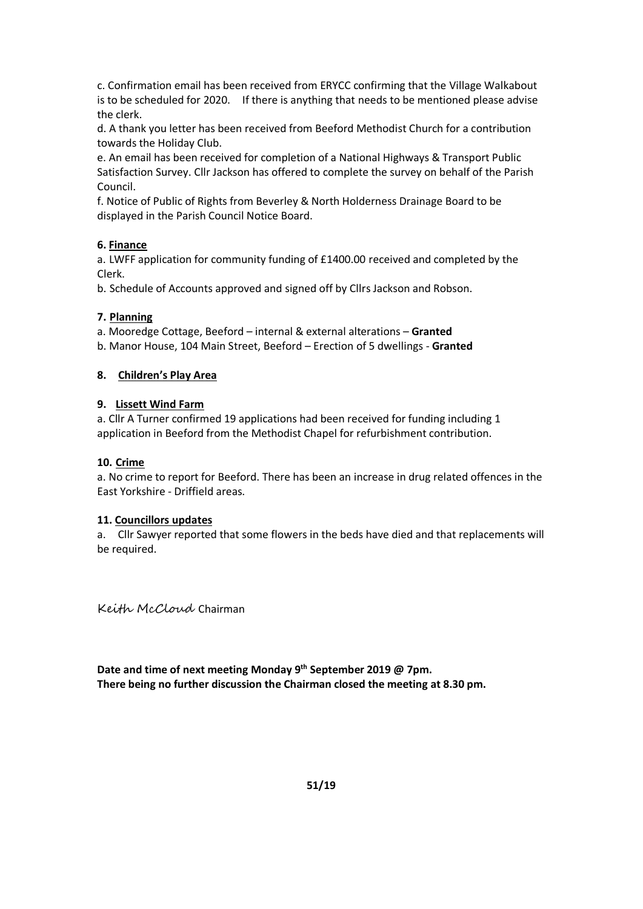c. Confirmation email has been received from ERYCC confirming that the Village Walkabout is to be scheduled for 2020.    If there is anything that needs to be mentioned please advise the clerk.

d. A thank you letter has been received from Beeford Methodist Church for a contribution towards the Holiday Club.

e. An email has been received for completion of a National Highways & Transport Public Satisfaction Survey. Cllr Jackson has offered to complete the survey on behalf of the Parish Council.

f. Notice of Public of Rights from Beverley & North Holderness Drainage Board to be displayed in the Parish Council Notice Board.

**6. <u>Finance</u>**

a. LWFF application for community funding of £1400.00 received and completed by the Clerk.

b. Schedule of Accounts approved and signed off by Cllrs Jackson and Robson.

**7. <u>Planning</u>**

a. Mooredge Cottage, Beeford – internal & external alterations – **Granted**

b. Manor House, 104 Main Street, Beeford – Erection of 5 dwellings - **Granted**

**8. <u>Children's Play Area</u>**

**9. <u>Lissett Wind Farm</u>**

a. Cllr A Turner confirmed 19 applications had been received for funding including 1 application in Beeford from the Methodist Chapel for refurbishment contribution.

**10. <u>Crime</u>**

a. No crime to report for Beeford. There has been an increase in drug related offences in the East Yorkshire - Driffield areas.

**11. <u>Councillors updates</u>**

a. Cllr Sawyer reported that some flowers in the beds have died and that replacements will be required.

*Keith McCloud* Chairman

**Date and time of next meeting Monday 9th September 2019 @ 7pm.**
**There being no further discussion the Chairman closed the meeting at 8.30 pm.**

**51/19**